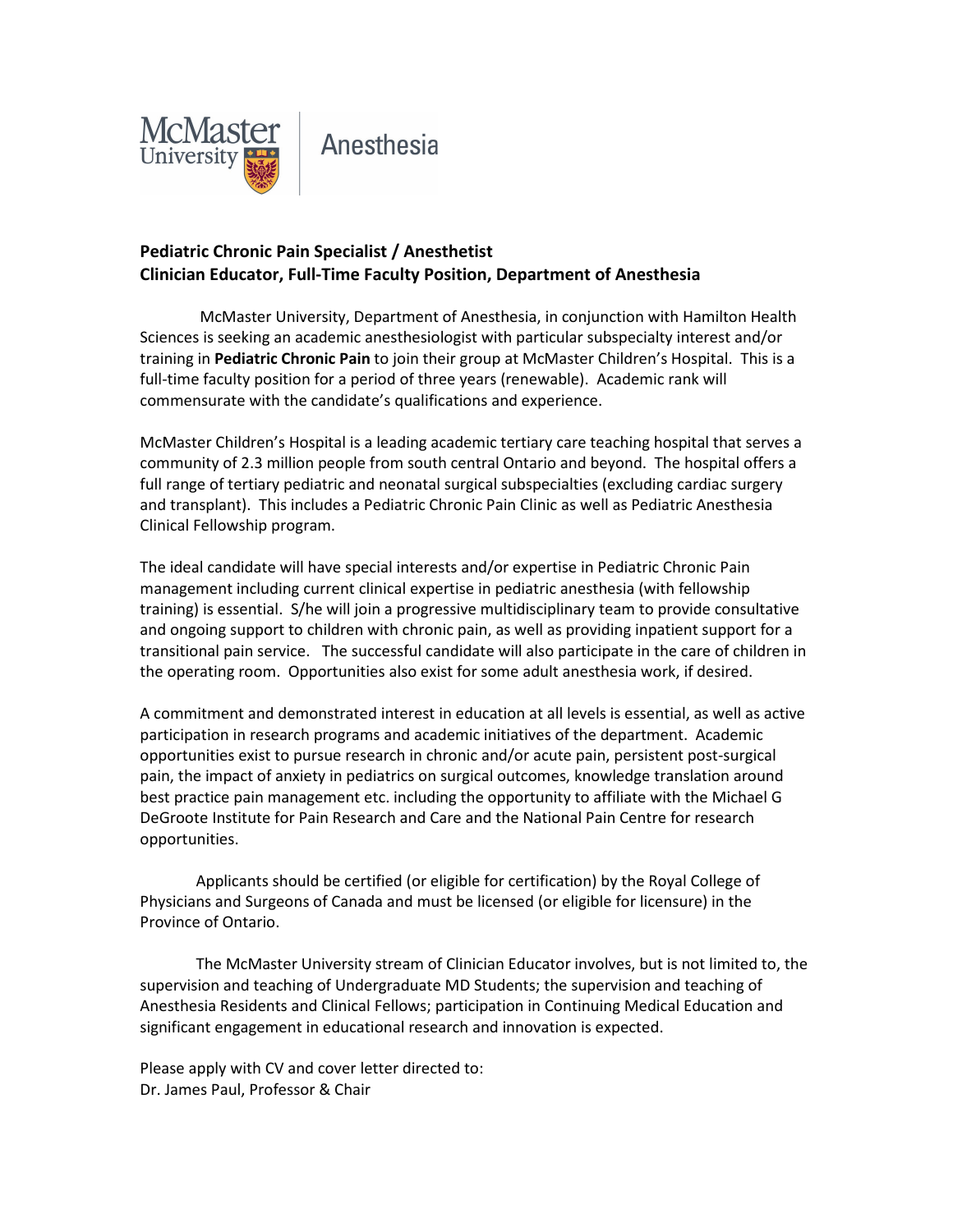McMaster University | Anesthesia

**Pediatric Chronic Pain Specialist / Anesthetist**
**Clinician Educator, Full-Time Faculty Position, Department of Anesthesia**

McMaster University, Department of Anesthesia, in conjunction with Hamilton Health Sciences is seeking an academic anesthesiologist with particular subspecialty interest and/or training in **Pediatric Chronic Pain** to join their group at McMaster Children's Hospital. This is a full-time faculty position for a period of three years (renewable). Academic rank will commensurate with the candidate's qualifications and experience.

McMaster Children's Hospital is a leading academic tertiary care teaching hospital that serves a community of 2.3 million people from south central Ontario and beyond. The hospital offers a full range of tertiary pediatric and neonatal surgical subspecialties (excluding cardiac surgery and transplant). This includes a Pediatric Chronic Pain Clinic as well as Pediatric Anesthesia Clinical Fellowship program.

The ideal candidate will have special interests and/or expertise in Pediatric Chronic Pain management including current clinical expertise in pediatric anesthesia (with fellowship training) is essential. S/he will join a progressive multidisciplinary team to provide consultative and ongoing support to children with chronic pain, as well as providing inpatient support for a transitional pain service. The successful candidate will also participate in the care of children in the operating room. Opportunities also exist for some adult anesthesia work, if desired.

A commitment and demonstrated interest in education at all levels is essential, as well as active participation in research programs and academic initiatives of the department. Academic opportunities exist to pursue research in chronic and/or acute pain, persistent post-surgical pain, the impact of anxiety in pediatrics on surgical outcomes, knowledge translation around best practice pain management etc. including the opportunity to affiliate with the Michael G DeGroote Institute for Pain Research and Care and the National Pain Centre for research opportunities.

Applicants should be certified (or eligible for certification) by the Royal College of Physicians and Surgeons of Canada and must be licensed (or eligible for licensure) in the Province of Ontario.

The McMaster University stream of Clinician Educator involves, but is not limited to, the supervision and teaching of Undergraduate MD Students; the supervision and teaching of Anesthesia Residents and Clinical Fellows; participation in Continuing Medical Education and significant engagement in educational research and innovation is expected.

Please apply with CV and cover letter directed to:
Dr. James Paul, Professor & Chair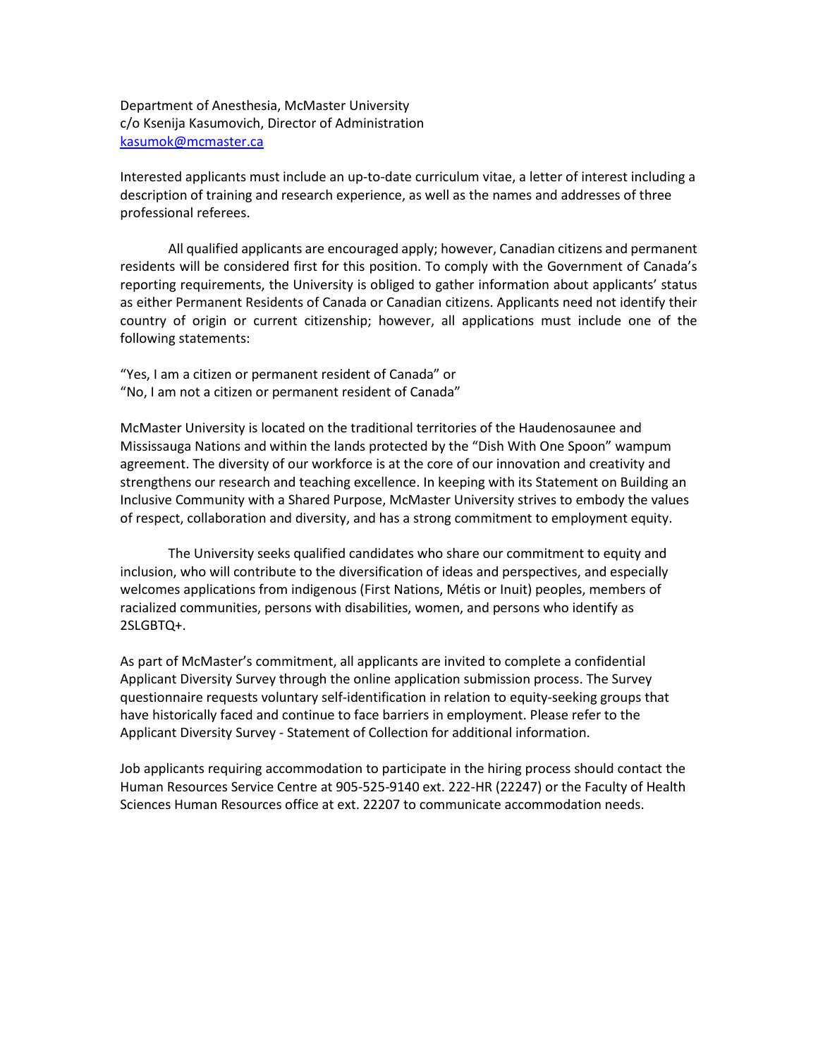Department of Anesthesia, McMaster University
c/o Ksenija Kasumovich, Director of Administration
kasumok@mcmaster.ca

Interested applicants must include an up-to-date curriculum vitae, a letter of interest including a description of training and research experience, as well as the names and addresses of three professional referees.

All qualified applicants are encouraged apply; however, Canadian citizens and permanent residents will be considered first for this position. To comply with the Government of Canada's reporting requirements, the University is obliged to gather information about applicants' status as either Permanent Residents of Canada or Canadian citizens. Applicants need not identify their country of origin or current citizenship; however, all applications must include one of the following statements:

"Yes, I am a citizen or permanent resident of Canada" or
"No, I am not a citizen or permanent resident of Canada"

McMaster University is located on the traditional territories of the Haudenosaunee and Mississauga Nations and within the lands protected by the "Dish With One Spoon" wampum agreement. The diversity of our workforce is at the core of our innovation and creativity and strengthens our research and teaching excellence. In keeping with its Statement on Building an Inclusive Community with a Shared Purpose, McMaster University strives to embody the values of respect, collaboration and diversity, and has a strong commitment to employment equity.

The University seeks qualified candidates who share our commitment to equity and inclusion, who will contribute to the diversification of ideas and perspectives, and especially welcomes applications from indigenous (First Nations, Métis or Inuit) peoples, members of racialized communities, persons with disabilities, women, and persons who identify as 2SLGBTQ+.

As part of McMaster's commitment, all applicants are invited to complete a confidential Applicant Diversity Survey through the online application submission process. The Survey questionnaire requests voluntary self-identification in relation to equity-seeking groups that have historically faced and continue to face barriers in employment. Please refer to the Applicant Diversity Survey - Statement of Collection for additional information.

Job applicants requiring accommodation to participate in the hiring process should contact the Human Resources Service Centre at 905-525-9140 ext. 222-HR (22247) or the Faculty of Health Sciences Human Resources office at ext. 22207 to communicate accommodation needs.